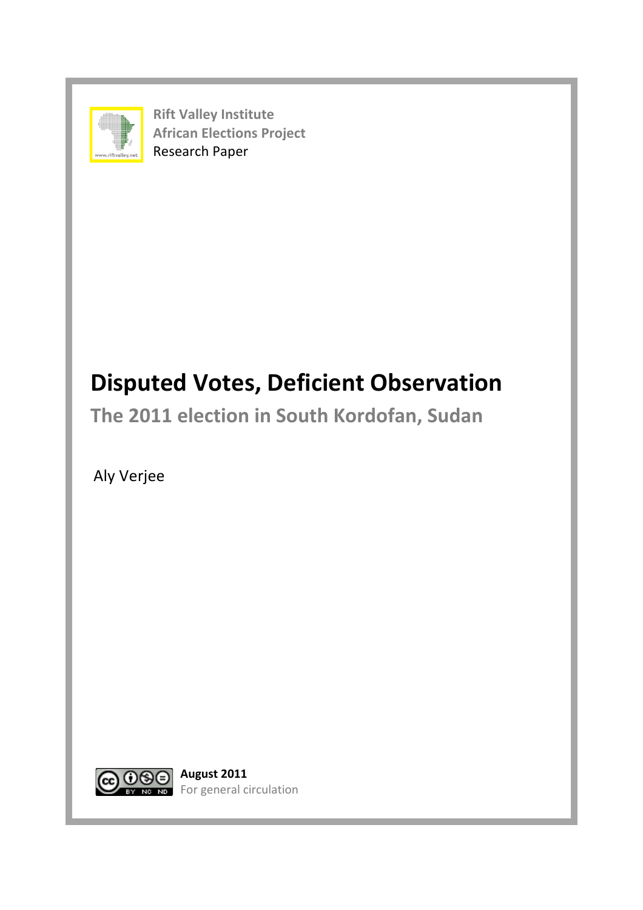**Rift Valley Institute**
**African Elections Project**
Research Paper

# Disputed Votes, Deficient Observation

## The 2011 election in South Kordofan, Sudan

Aly Verjee

**August 2011**
For general circulation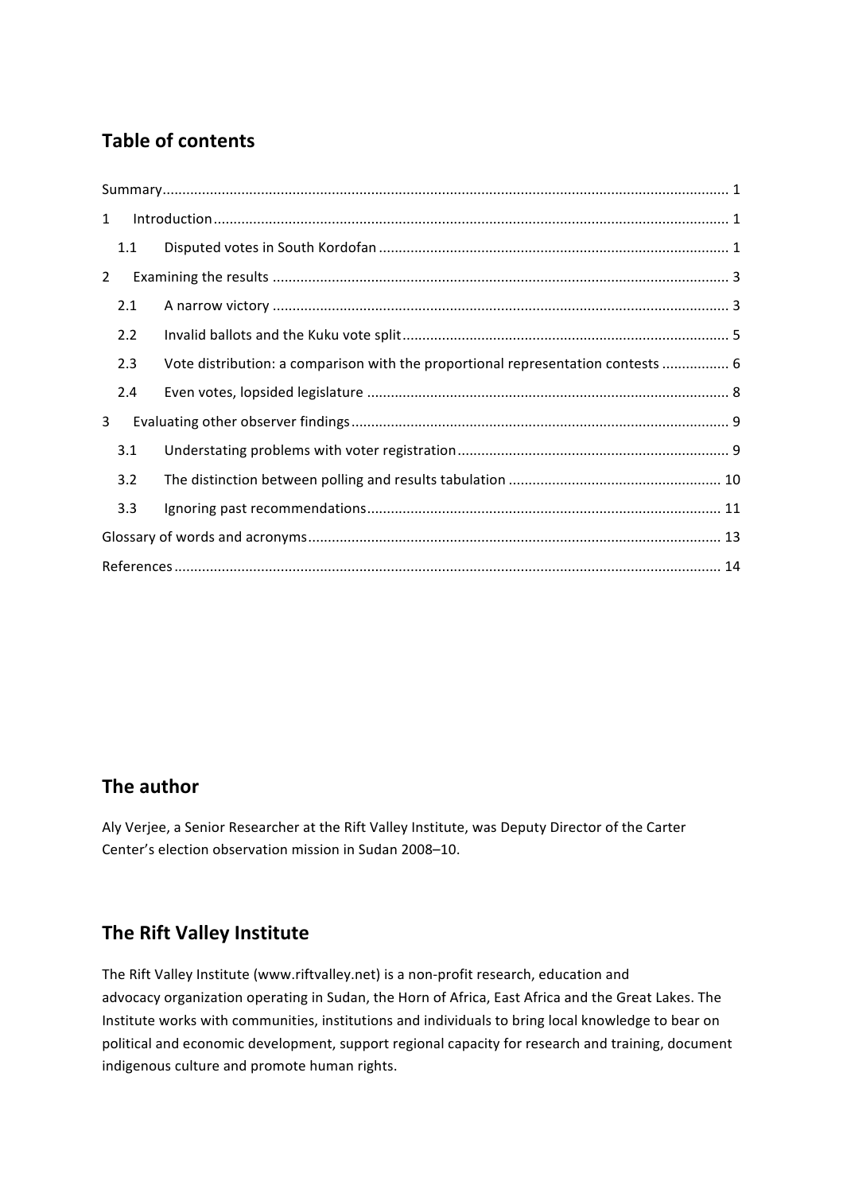## Table of contents

Summary .............................................................. 1

1 Introduction .............................................................. 1

1.1 Disputed votes in South Kordofan .............................................................. 1

2 Examining the results .............................................................. 3

2.1 A narrow victory .............................................................. 3

2.2 Invalid ballots and the Kuku vote split .............................................................. 5

2.3 Vote distribution: a comparison with the proportional representation contests .............................................................. 6

2.4 Even votes, lopsided legislature .............................................................. 8

3 Evaluating other observer findings .............................................................. 9

3.1 Understating problems with voter registration .............................................................. 9

3.2 The distinction between polling and results tabulation .............................................................. 10

3.3 Ignoring past recommendations .............................................................. 11

Glossary of words and acronyms .............................................................. 13

References .............................................................. 14

## The author

Aly Verjee, a Senior Researcher at the Rift Valley Institute, was Deputy Director of the Carter Center's election observation mission in Sudan 2008–10.

## The Rift Valley Institute

The Rift Valley Institute (www.riftvalley.net) is a non-profit research, education and advocacy organization operating in Sudan, the Horn of Africa, East Africa and the Great Lakes. The Institute works with communities, institutions and individuals to bring local knowledge to bear on political and economic development, support regional capacity for research and training, document indigenous culture and promote human rights.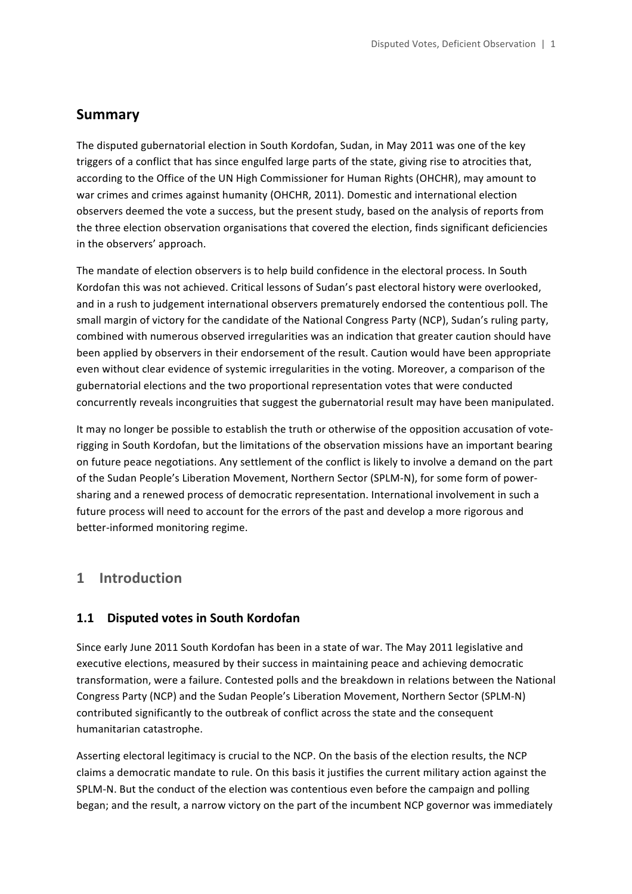## Summary

The disputed gubernatorial election in South Kordofan, Sudan, in May 2011 was one of the key triggers of a conflict that has since engulfed large parts of the state, giving rise to atrocities that, according to the Office of the UN High Commissioner for Human Rights (OHCHR), may amount to war crimes and crimes against humanity (OHCHR, 2011). Domestic and international election observers deemed the vote a success, but the present study, based on the analysis of reports from the three election observation organisations that covered the election, finds significant deficiencies in the observers' approach.

The mandate of election observers is to help build confidence in the electoral process. In South Kordofan this was not achieved. Critical lessons of Sudan's past electoral history were overlooked, and in a rush to judgement international observers prematurely endorsed the contentious poll. The small margin of victory for the candidate of the National Congress Party (NCP), Sudan's ruling party, combined with numerous observed irregularities was an indication that greater caution should have been applied by observers in their endorsement of the result. Caution would have been appropriate even without clear evidence of systemic irregularities in the voting. Moreover, a comparison of the gubernatorial elections and the two proportional representation votes that were conducted concurrently reveals incongruities that suggest the gubernatorial result may have been manipulated.

It may no longer be possible to establish the truth or otherwise of the opposition accusation of vote-rigging in South Kordofan, but the limitations of the observation missions have an important bearing on future peace negotiations. Any settlement of the conflict is likely to involve a demand on the part of the Sudan People's Liberation Movement, Northern Sector (SPLM-N), for some form of power-sharing and a renewed process of democratic representation. International involvement in such a future process will need to account for the errors of the past and develop a more rigorous and better-informed monitoring regime.

## 1 Introduction

### 1.1 Disputed votes in South Kordofan

Since early June 2011 South Kordofan has been in a state of war. The May 2011 legislative and executive elections, measured by their success in maintaining peace and achieving democratic transformation, were a failure. Contested polls and the breakdown in relations between the National Congress Party (NCP) and the Sudan People's Liberation Movement, Northern Sector (SPLM-N) contributed significantly to the outbreak of conflict across the state and the consequent humanitarian catastrophe.

Asserting electoral legitimacy is crucial to the NCP. On the basis of the election results, the NCP claims a democratic mandate to rule. On this basis it justifies the current military action against the SPLM-N. But the conduct of the election was contentious even before the campaign and polling began; and the result, a narrow victory on the part of the incumbent NCP governor was immediately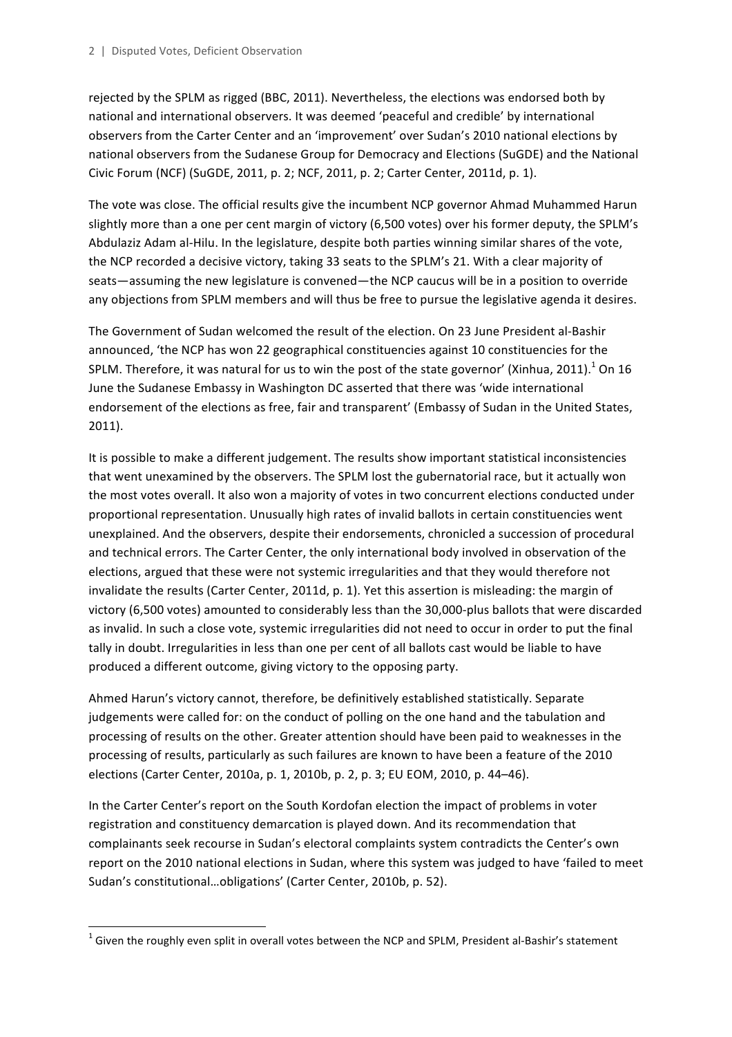rejected by the SPLM as rigged (BBC, 2011). Nevertheless, the elections was endorsed both by national and international observers. It was deemed 'peaceful and credible' by international observers from the Carter Center and an 'improvement' over Sudan's 2010 national elections by national observers from the Sudanese Group for Democracy and Elections (SuGDE) and the National Civic Forum (NCF) (SuGDE, 2011, p. 2; NCF, 2011, p. 2; Carter Center, 2011d, p. 1).

The vote was close. The official results give the incumbent NCP governor Ahmad Muhammed Harun slightly more than a one per cent margin of victory (6,500 votes) over his former deputy, the SPLM's Abdulaziz Adam al-Hilu. In the legislature, despite both parties winning similar shares of the vote, the NCP recorded a decisive victory, taking 33 seats to the SPLM's 21. With a clear majority of seats—assuming the new legislature is convened—the NCP caucus will be in a position to override any objections from SPLM members and will thus be free to pursue the legislative agenda it desires.

The Government of Sudan welcomed the result of the election. On 23 June President al-Bashir announced, 'the NCP has won 22 geographical constituencies against 10 constituencies for the SPLM. Therefore, it was natural for us to win the post of the state governor' (Xinhua, 2011).[1] On 16 June the Sudanese Embassy in Washington DC asserted that there was 'wide international endorsement of the elections as free, fair and transparent' (Embassy of Sudan in the United States, 2011).

It is possible to make a different judgement. The results show important statistical inconsistencies that went unexamined by the observers. The SPLM lost the gubernatorial race, but it actually won the most votes overall. It also won a majority of votes in two concurrent elections conducted under proportional representation. Unusually high rates of invalid ballots in certain constituencies went unexplained. And the observers, despite their endorsements, chronicled a succession of procedural and technical errors. The Carter Center, the only international body involved in observation of the elections, argued that these were not systemic irregularities and that they would therefore not invalidate the results (Carter Center, 2011d, p. 1). Yet this assertion is misleading: the margin of victory (6,500 votes) amounted to considerably less than the 30,000-plus ballots that were discarded as invalid. In such a close vote, systemic irregularities did not need to occur in order to put the final tally in doubt. Irregularities in less than one per cent of all ballots cast would be liable to have produced a different outcome, giving victory to the opposing party.

Ahmed Harun's victory cannot, therefore, be definitively established statistically. Separate judgements were called for: on the conduct of polling on the one hand and the tabulation and processing of results on the other. Greater attention should have been paid to weaknesses in the processing of results, particularly as such failures are known to have been a feature of the 2010 elections (Carter Center, 2010a, p. 1, 2010b, p. 2, p. 3; EU EOM, 2010, p. 44–46).

In the Carter Center's report on the South Kordofan election the impact of problems in voter registration and constituency demarcation is played down. And its recommendation that complainants seek recourse in Sudan's electoral complaints system contradicts the Center's own report on the 2010 national elections in Sudan, where this system was judged to have 'failed to meet Sudan's constitutional…obligations' (Carter Center, 2010b, p. 52).

[1] Given the roughly even split in overall votes between the NCP and SPLM, President al-Bashir's statement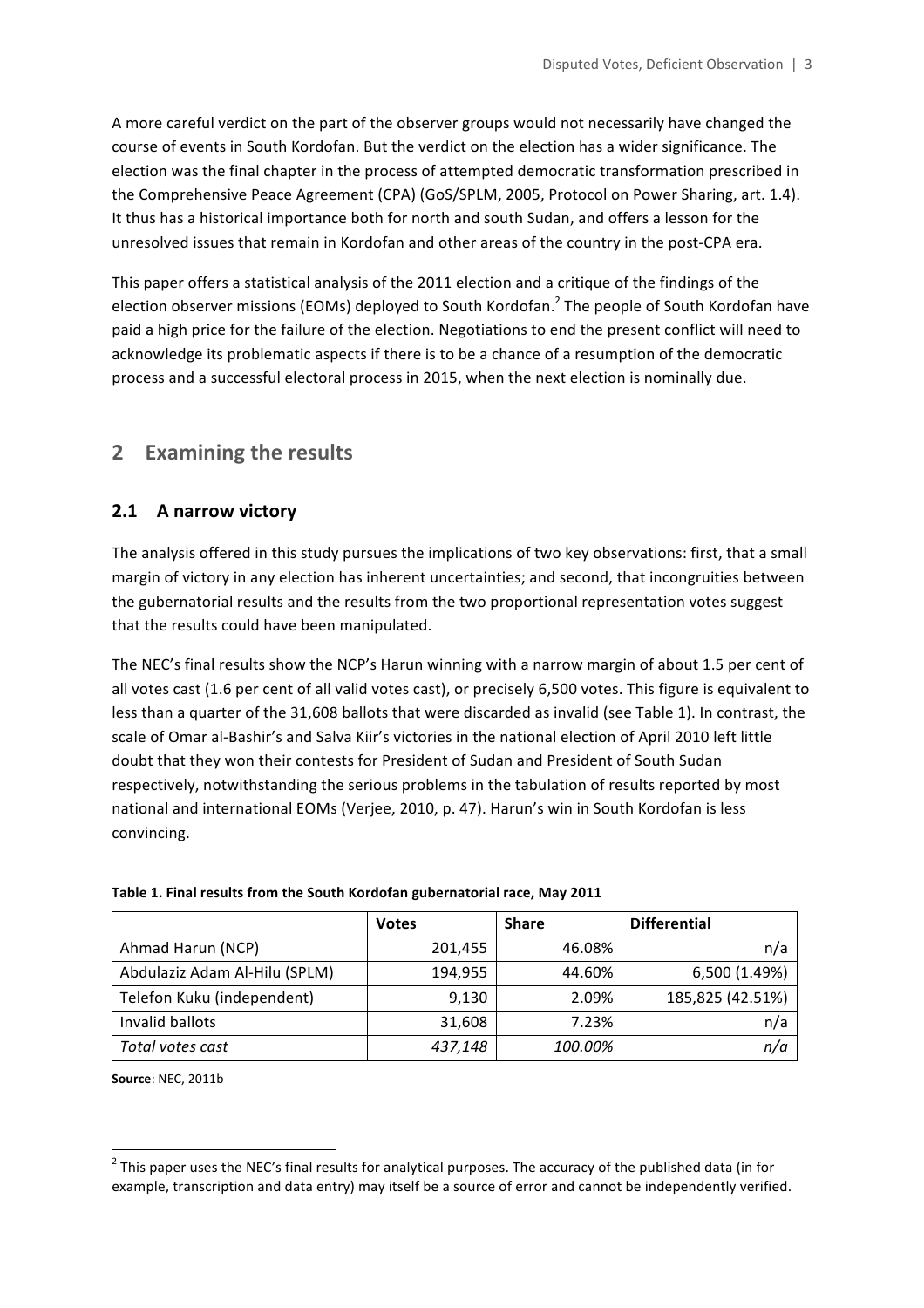A more careful verdict on the part of the observer groups would not necessarily have changed the course of events in South Kordofan. But the verdict on the election has a wider significance. The election was the final chapter in the process of attempted democratic transformation prescribed in the Comprehensive Peace Agreement (CPA) (GoS/SPLM, 2005, Protocol on Power Sharing, art. 1.4). It thus has a historical importance both for north and south Sudan, and offers a lesson for the unresolved issues that remain in Kordofan and other areas of the country in the post-CPA era.

This paper offers a statistical analysis of the 2011 election and a critique of the findings of the election observer missions (EOMs) deployed to South Kordofan.[2] The people of South Kordofan have paid a high price for the failure of the election. Negotiations to end the present conflict will need to acknowledge its problematic aspects if there is to be a chance of a resumption of the democratic process and a successful electoral process in 2015, when the next election is nominally due.

## 2 Examining the results

### 2.1 A narrow victory

The analysis offered in this study pursues the implications of two key observations: first, that a small margin of victory in any election has inherent uncertainties; and second, that incongruities between the gubernatorial results and the results from the two proportional representation votes suggest that the results could have been manipulated.

The NEC's final results show the NCP's Harun winning with a narrow margin of about 1.5 per cent of all votes cast (1.6 per cent of all valid votes cast), or precisely 6,500 votes. This figure is equivalent to less than a quarter of the 31,608 ballots that were discarded as invalid (see Table 1). In contrast, the scale of Omar al-Bashir's and Salva Kiir's victories in the national election of April 2010 left little doubt that they won their contests for President of Sudan and President of South Sudan respectively, notwithstanding the serious problems in the tabulation of results reported by most national and international EOMs (Verjee, 2010, p. 47). Harun's win in South Kordofan is less convincing.

**Table 1. Final results from the South Kordofan gubernatorial race, May 2011**

| | Votes | Share | Differential |
|---|---:|---:|---:|
| Ahmad Harun (NCP) | 201,455 | 46.08% | n/a |
| Abdulaziz Adam Al-Hilu (SPLM) | 194,955 | 44.60% | 6,500 (1.49%) |
| Telefon Kuku (independent) | 9,130 | 2.09% | 185,825 (42.51%) |
| Invalid ballots | 31,608 | 7.23% | n/a |
| *Total votes cast* | *437,148* | *100.00%* | *n/a* |

**Source**: NEC, 2011b

[2] This paper uses the NEC's final results for analytical purposes. The accuracy of the published data (in for example, transcription and data entry) may itself be a source of error and cannot be independently verified.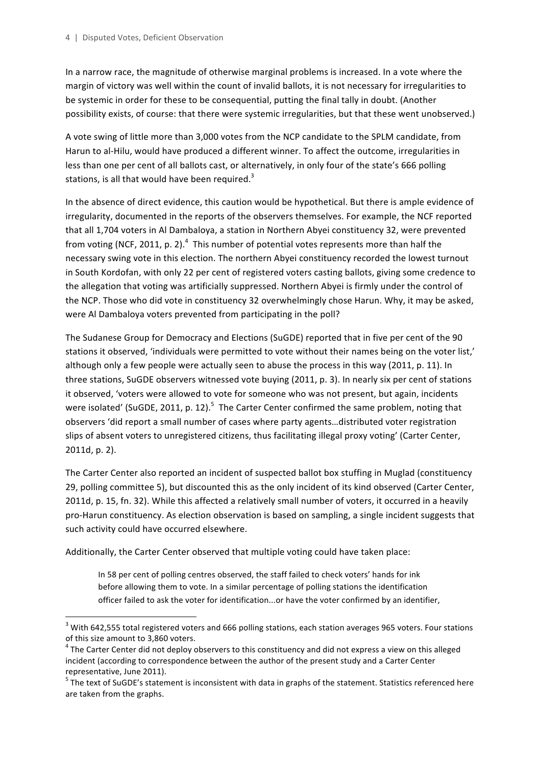In a narrow race, the magnitude of otherwise marginal problems is increased. In a vote where the margin of victory was well within the count of invalid ballots, it is not necessary for irregularities to be systemic in order for these to be consequential, putting the final tally in doubt. (Another possibility exists, of course: that there were systemic irregularities, but that these went unobserved.)

A vote swing of little more than 3,000 votes from the NCP candidate to the SPLM candidate, from Harun to al-Hilu, would have produced a different winner. To affect the outcome, irregularities in less than one per cent of all ballots cast, or alternatively, in only four of the state's 666 polling stations, is all that would have been required.[3]

In the absence of direct evidence, this caution would be hypothetical. But there is ample evidence of irregularity, documented in the reports of the observers themselves. For example, the NCF reported that all 1,704 voters in Al Dambaloya, a station in Northern Abyei constituency 32, were prevented from voting (NCF, 2011, p. 2).[4] This number of potential votes represents more than half the necessary swing vote in this election. The northern Abyei constituency recorded the lowest turnout in South Kordofan, with only 22 per cent of registered voters casting ballots, giving some credence to the allegation that voting was artificially suppressed. Northern Abyei is firmly under the control of the NCP. Those who did vote in constituency 32 overwhelmingly chose Harun. Why, it may be asked, were Al Dambaloya voters prevented from participating in the poll?

The Sudanese Group for Democracy and Elections (SuGDE) reported that in five per cent of the 90 stations it observed, 'individuals were permitted to vote without their names being on the voter list,' although only a few people were actually seen to abuse the process in this way (2011, p. 11). In three stations, SuGDE observers witnessed vote buying (2011, p. 3). In nearly six per cent of stations it observed, 'voters were allowed to vote for someone who was not present, but again, incidents were isolated' (SuGDE, 2011, p. 12).[5] The Carter Center confirmed the same problem, noting that observers 'did report a small number of cases where party agents…distributed voter registration slips of absent voters to unregistered citizens, thus facilitating illegal proxy voting' (Carter Center, 2011d, p. 2).

The Carter Center also reported an incident of suspected ballot box stuffing in Muglad (constituency 29, polling committee 5), but discounted this as the only incident of its kind observed (Carter Center, 2011d, p. 15, fn. 32). While this affected a relatively small number of voters, it occurred in a heavily pro-Harun constituency. As election observation is based on sampling, a single incident suggests that such activity could have occurred elsewhere.

Additionally, the Carter Center observed that multiple voting could have taken place:

> In 58 per cent of polling centres observed, the staff failed to check voters' hands for ink before allowing them to vote. In a similar percentage of polling stations the identification officer failed to ask the voter for identification...or have the voter confirmed by an identifier,

---

[3] With 642,555 total registered voters and 666 polling stations, each station averages 965 voters. Four stations of this size amount to 3,860 voters.

[4] The Carter Center did not deploy observers to this constituency and did not express a view on this alleged incident (according to correspondence between the author of the present study and a Carter Center representative, June 2011).

[5] The text of SuGDE's statement is inconsistent with data in graphs of the statement. Statistics referenced here are taken from the graphs.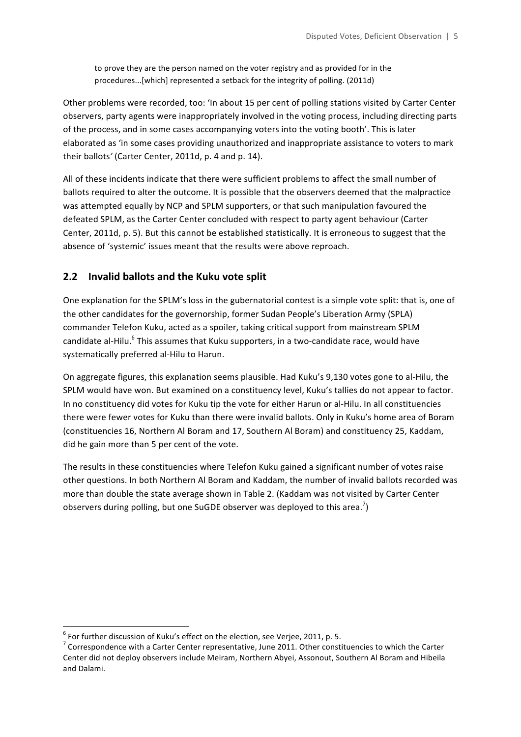to prove they are the person named on the voter registry and as provided for in the procedures...[which] represented a setback for the integrity of polling. (2011d)

Other problems were recorded, too: 'In about 15 per cent of polling stations visited by Carter Center observers, party agents were inappropriately involved in the voting process, including directing parts of the process, and in some cases accompanying voters into the voting booth'. This is later elaborated as 'in some cases providing unauthorized and inappropriate assistance to voters to mark their ballots' (Carter Center, 2011d, p. 4 and p. 14).

All of these incidents indicate that there were sufficient problems to affect the small number of ballots required to alter the outcome. It is possible that the observers deemed that the malpractice was attempted equally by NCP and SPLM supporters, or that such manipulation favoured the defeated SPLM, as the Carter Center concluded with respect to party agent behaviour (Carter Center, 2011d, p. 5). But this cannot be established statistically. It is erroneous to suggest that the absence of 'systemic' issues meant that the results were above reproach.

## 2.2 Invalid ballots and the Kuku vote split

One explanation for the SPLM's loss in the gubernatorial contest is a simple vote split: that is, one of the other candidates for the governorship, former Sudan People's Liberation Army (SPLA) commander Telefon Kuku, acted as a spoiler, taking critical support from mainstream SPLM candidate al-Hilu.[6] This assumes that Kuku supporters, in a two-candidate race, would have systematically preferred al-Hilu to Harun.

On aggregate figures, this explanation seems plausible. Had Kuku's 9,130 votes gone to al-Hilu, the SPLM would have won. But examined on a constituency level, Kuku's tallies do not appear to factor. In no constituency did votes for Kuku tip the vote for either Harun or al-Hilu. In all constituencies there were fewer votes for Kuku than there were invalid ballots. Only in Kuku's home area of Boram (constituencies 16, Northern Al Boram and 17, Southern Al Boram) and constituency 25, Kaddam, did he gain more than 5 per cent of the vote.

The results in these constituencies where Telefon Kuku gained a significant number of votes raise other questions. In both Northern Al Boram and Kaddam, the number of invalid ballots recorded was more than double the state average shown in Table 2. (Kaddam was not visited by Carter Center observers during polling, but one SuGDE observer was deployed to this area.[7])

---

[6] For further discussion of Kuku's effect on the election, see Verjee, 2011, p. 5.

[7] Correspondence with a Carter Center representative, June 2011. Other constituencies to which the Carter Center did not deploy observers include Meiram, Northern Abyei, Assonout, Southern Al Boram and Hibeila and Dalami.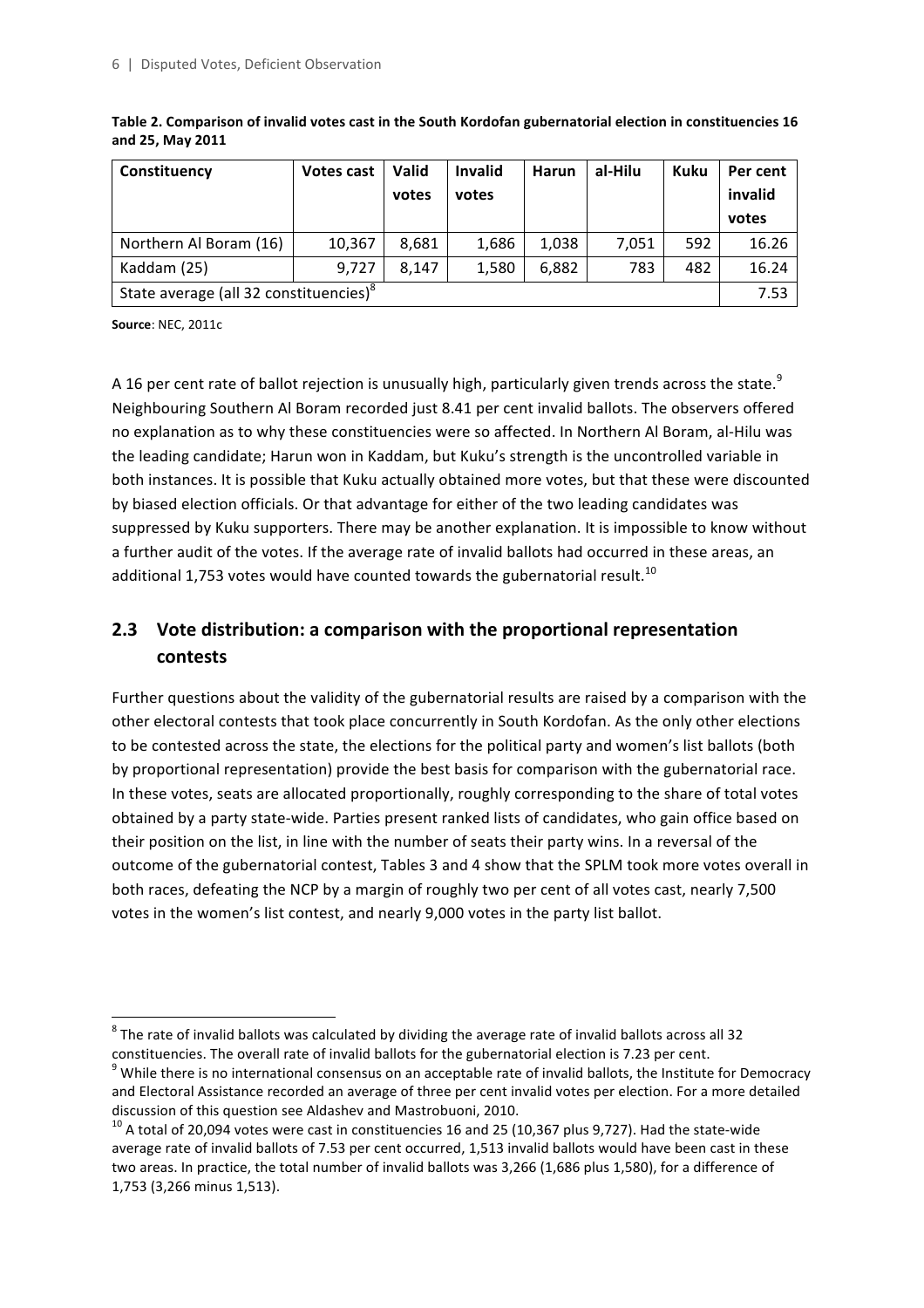**Table 2. Comparison of invalid votes cast in the South Kordofan gubernatorial election in constituencies 16 and 25, May 2011**

| Constituency | Votes cast | Valid votes | Invalid votes | Harun | al-Hilu | Kuku | Per cent invalid votes |
|---|---|---|---|---|---|---|---|
| Northern Al Boram (16) | 10,367 | 8,681 | 1,686 | 1,038 | 7,051 | 592 | 16.26 |
| Kaddam (25) | 9,727 | 8,147 | 1,580 | 6,882 | 783 | 482 | 16.24 |
| State average (all 32 constituencies)[8] | | | | | | | 7.53 |

**Source**: NEC, 2011c

A 16 per cent rate of ballot rejection is unusually high, particularly given trends across the state.[9] Neighbouring Southern Al Boram recorded just 8.41 per cent invalid ballots. The observers offered no explanation as to why these constituencies were so affected. In Northern Al Boram, al-Hilu was the leading candidate; Harun won in Kaddam, but Kuku's strength is the uncontrolled variable in both instances. It is possible that Kuku actually obtained more votes, but that these were discounted by biased election officials. Or that advantage for either of the two leading candidates was suppressed by Kuku supporters. There may be another explanation. It is impossible to know without a further audit of the votes. If the average rate of invalid ballots had occurred in these areas, an additional 1,753 votes would have counted towards the gubernatorial result.[10]

## 2.3 Vote distribution: a comparison with the proportional representation contests

Further questions about the validity of the gubernatorial results are raised by a comparison with the other electoral contests that took place concurrently in South Kordofan. As the only other elections to be contested across the state, the elections for the political party and women's list ballots (both by proportional representation) provide the best basis for comparison with the gubernatorial race. In these votes, seats are allocated proportionally, roughly corresponding to the share of total votes obtained by a party state-wide. Parties present ranked lists of candidates, who gain office based on their position on the list, in line with the number of seats their party wins. In a reversal of the outcome of the gubernatorial contest, Tables 3 and 4 show that the SPLM took more votes overall in both races, defeating the NCP by a margin of roughly two per cent of all votes cast, nearly 7,500 votes in the women's list contest, and nearly 9,000 votes in the party list ballot.

---

[8] The rate of invalid ballots was calculated by dividing the average rate of invalid ballots across all 32 constituencies. The overall rate of invalid ballots for the gubernatorial election is 7.23 per cent.

[9] While there is no international consensus on an acceptable rate of invalid ballots, the Institute for Democracy and Electoral Assistance recorded an average of three per cent invalid votes per election. For a more detailed discussion of this question see Aldashev and Mastrobuoni, 2010.

[10] A total of 20,094 votes were cast in constituencies 16 and 25 (10,367 plus 9,727). Had the state-wide average rate of invalid ballots of 7.53 per cent occurred, 1,513 invalid ballots would have been cast in these two areas. In practice, the total number of invalid ballots was 3,266 (1,686 plus 1,580), for a difference of 1,753 (3,266 minus 1,513).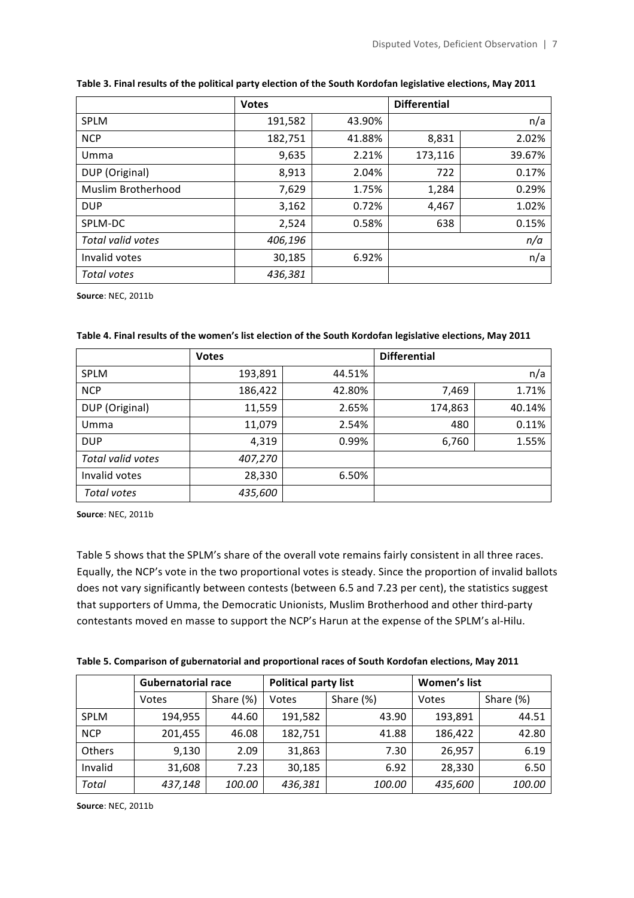**Table 3. Final results of the political party election of the South Kordofan legislative elections, May 2011**

| | Votes | | Differential | |
|---|---|---|---|---|
| SPLM | 191,582 | 43.90% | | n/a |
| NCP | 182,751 | 41.88% | 8,831 | 2.02% |
| Umma | 9,635 | 2.21% | 173,116 | 39.67% |
| DUP (Original) | 8,913 | 2.04% | 722 | 0.17% |
| Muslim Brotherhood | 7,629 | 1.75% | 1,284 | 0.29% |
| DUP | 3,162 | 0.72% | 4,467 | 1.02% |
| SPLM-DC | 2,524 | 0.58% | 638 | 0.15% |
| *Total valid votes* | *406,196* | | | *n/a* |
| Invalid votes | 30,185 | 6.92% | | n/a |
| *Total votes* | *436,381* | | | |

**Source**: NEC, 2011b

**Table 4. Final results of the women's list election of the South Kordofan legislative elections, May 2011**

| | Votes | | Differential | |
|---|---|---|---|---|
| SPLM | 193,891 | 44.51% | | n/a |
| NCP | 186,422 | 42.80% | 7,469 | 1.71% |
| DUP (Original) | 11,559 | 2.65% | 174,863 | 40.14% |
| Umma | 11,079 | 2.54% | 480 | 0.11% |
| DUP | 4,319 | 0.99% | 6,760 | 1.55% |
| *Total valid votes* | *407,270* | | | |
| Invalid votes | 28,330 | 6.50% | | |
| *Total votes* | *435,600* | | | |

**Source**: NEC, 2011b

Table 5 shows that the SPLM's share of the overall vote remains fairly consistent in all three races. Equally, the NCP's vote in the two proportional votes is steady. Since the proportion of invalid ballots does not vary significantly between contests (between 6.5 and 7.23 per cent), the statistics suggest that supporters of Umma, the Democratic Unionists, Muslim Brotherhood and other third-party contestants moved en masse to support the NCP's Harun at the expense of the SPLM's al-Hilu.

**Table 5. Comparison of gubernatorial and proportional races of South Kordofan elections, May 2011**

| | Gubernatorial race | | Political party list | | Women's list | |
|---|---|---|---|---|---|---|
| | Votes | Share (%) | Votes | Share (%) | Votes | Share (%) |
| SPLM | 194,955 | 44.60 | 191,582 | 43.90 | 193,891 | 44.51 |
| NCP | 201,455 | 46.08 | 182,751 | 41.88 | 186,422 | 42.80 |
| Others | 9,130 | 2.09 | 31,863 | 7.30 | 26,957 | 6.19 |
| Invalid | 31,608 | 7.23 | 30,185 | 6.92 | 28,330 | 6.50 |
| *Total* | *437,148* | *100.00* | *436,381* | *100.00* | *435,600* | *100.00* |

**Source**: NEC, 2011b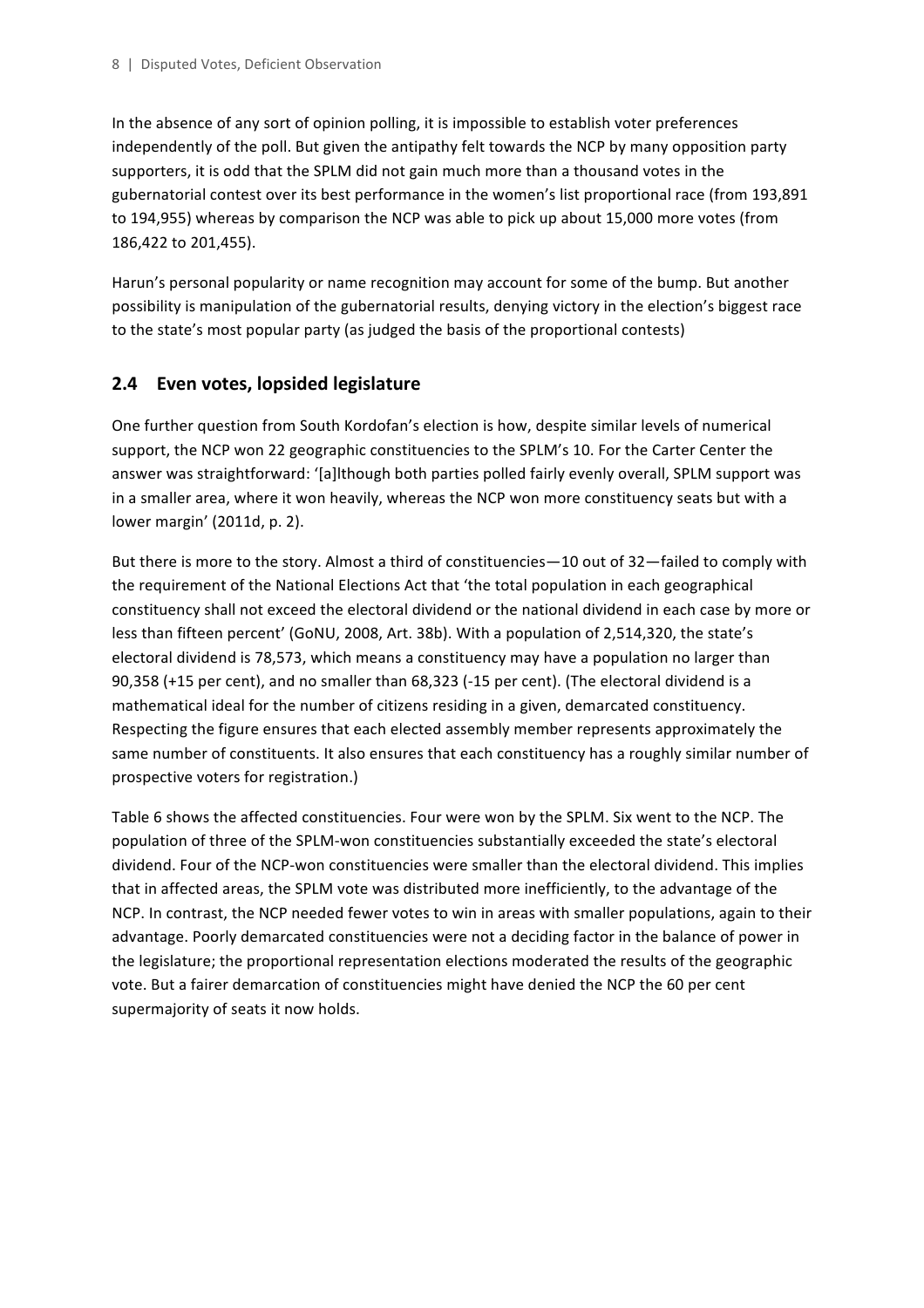In the absence of any sort of opinion polling, it is impossible to establish voter preferences independently of the poll. But given the antipathy felt towards the NCP by many opposition party supporters, it is odd that the SPLM did not gain much more than a thousand votes in the gubernatorial contest over its best performance in the women's list proportional race (from 193,891 to 194,955) whereas by comparison the NCP was able to pick up about 15,000 more votes (from 186,422 to 201,455).

Harun's personal popularity or name recognition may account for some of the bump. But another possibility is manipulation of the gubernatorial results, denying victory in the election's biggest race to the state's most popular party (as judged the basis of the proportional contests)

## 2.4 Even votes, lopsided legislature

One further question from South Kordofan's election is how, despite similar levels of numerical support, the NCP won 22 geographic constituencies to the SPLM's 10. For the Carter Center the answer was straightforward: '[a]lthough both parties polled fairly evenly overall, SPLM support was in a smaller area, where it won heavily, whereas the NCP won more constituency seats but with a lower margin' (2011d, p. 2).

But there is more to the story. Almost a third of constituencies—10 out of 32—failed to comply with the requirement of the National Elections Act that 'the total population in each geographical constituency shall not exceed the electoral dividend or the national dividend in each case by more or less than fifteen percent' (GoNU, 2008, Art. 38b). With a population of 2,514,320, the state's electoral dividend is 78,573, which means a constituency may have a population no larger than 90,358 (+15 per cent), and no smaller than 68,323 (-15 per cent). (The electoral dividend is a mathematical ideal for the number of citizens residing in a given, demarcated constituency. Respecting the figure ensures that each elected assembly member represents approximately the same number of constituents. It also ensures that each constituency has a roughly similar number of prospective voters for registration.)

Table 6 shows the affected constituencies. Four were won by the SPLM. Six went to the NCP. The population of three of the SPLM-won constituencies substantially exceeded the state's electoral dividend. Four of the NCP-won constituencies were smaller than the electoral dividend. This implies that in affected areas, the SPLM vote was distributed more inefficiently, to the advantage of the NCP. In contrast, the NCP needed fewer votes to win in areas with smaller populations, again to their advantage. Poorly demarcated constituencies were not a deciding factor in the balance of power in the legislature; the proportional representation elections moderated the results of the geographic vote. But a fairer demarcation of constituencies might have denied the NCP the 60 per cent supermajority of seats it now holds.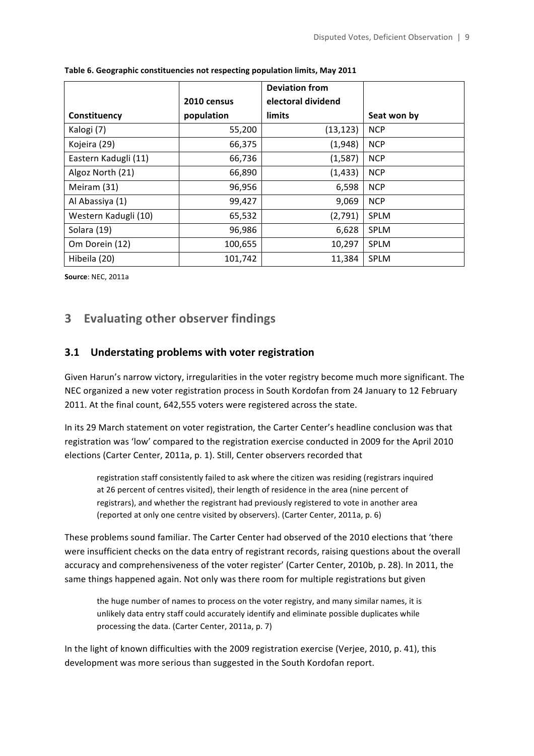**Table 6. Geographic constituencies not respecting population limits, May 2011**

| Constituency | 2010 census population | Deviation from electoral dividend limits | Seat won by |
| --- | --- | --- | --- |
| Kalogi (7) | 55,200 | (13,123) | NCP |
| Kojeira (29) | 66,375 | (1,948) | NCP |
| Eastern Kadugli (11) | 66,736 | (1,587) | NCP |
| Algoz North (21) | 66,890 | (1,433) | NCP |
| Meiram (31) | 96,956 | 6,598 | NCP |
| Al Abassiya (1) | 99,427 | 9,069 | NCP |
| Western Kadugli (10) | 65,532 | (2,791) | SPLM |
| Solara (19) | 96,986 | 6,628 | SPLM |
| Om Dorein (12) | 100,655 | 10,297 | SPLM |
| Hibeila (20) | 101,742 | 11,384 | SPLM |

**Source**: NEC, 2011a

## 3 Evaluating other observer findings

### 3.1 Understating problems with voter registration

Given Harun's narrow victory, irregularities in the voter registry become much more significant. The NEC organized a new voter registration process in South Kordofan from 24 January to 12 February 2011. At the final count, 642,555 voters were registered across the state.

In its 29 March statement on voter registration, the Carter Center's headline conclusion was that registration was 'low' compared to the registration exercise conducted in 2009 for the April 2010 elections (Carter Center, 2011a, p. 1). Still, Center observers recorded that

> registration staff consistently failed to ask where the citizen was residing (registrars inquired at 26 percent of centres visited), their length of residence in the area (nine percent of registrars), and whether the registrant had previously registered to vote in another area (reported at only one centre visited by observers). (Carter Center, 2011a, p. 6)

These problems sound familiar. The Carter Center had observed of the 2010 elections that 'there were insufficient checks on the data entry of registrant records, raising questions about the overall accuracy and comprehensiveness of the voter register' (Carter Center, 2010b, p. 28). In 2011, the same things happened again. Not only was there room for multiple registrations but given

> the huge number of names to process on the voter registry, and many similar names, it is unlikely data entry staff could accurately identify and eliminate possible duplicates while processing the data. (Carter Center, 2011a, p. 7)

In the light of known difficulties with the 2009 registration exercise (Verjee, 2010, p. 41), this development was more serious than suggested in the South Kordofan report.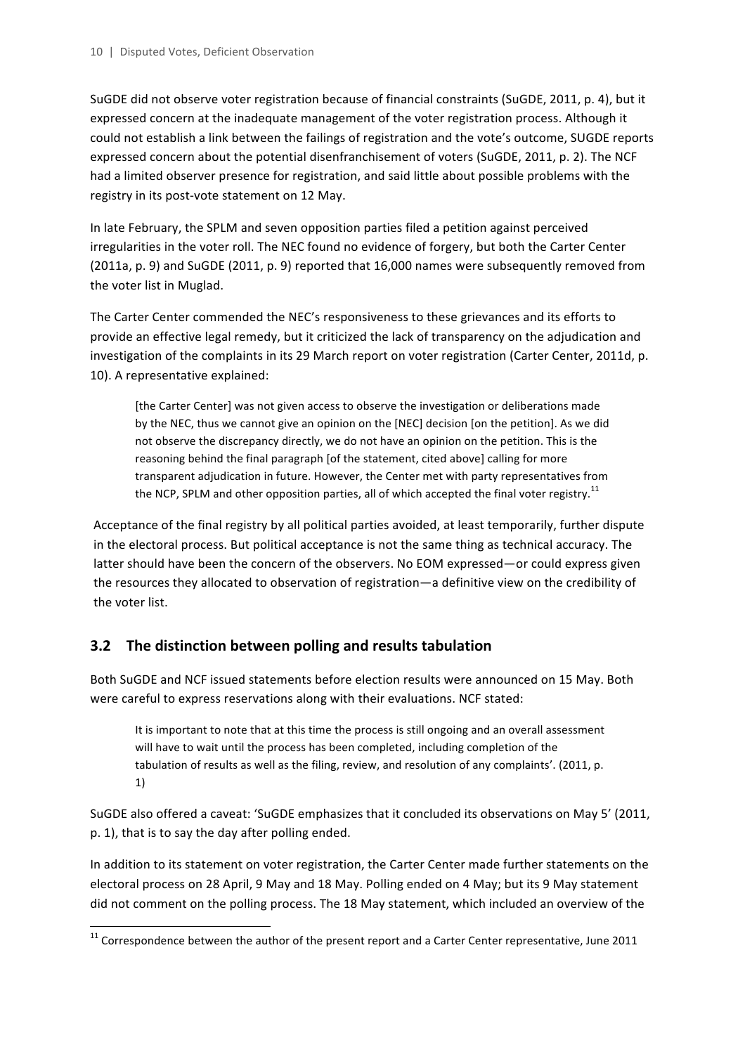SuGDE did not observe voter registration because of financial constraints (SuGDE, 2011, p. 4), but it expressed concern at the inadequate management of the voter registration process. Although it could not establish a link between the failings of registration and the vote's outcome, SUGDE reports expressed concern about the potential disenfranchisement of voters (SuGDE, 2011, p. 2). The NCF had a limited observer presence for registration, and said little about possible problems with the registry in its post-vote statement on 12 May.

In late February, the SPLM and seven opposition parties filed a petition against perceived irregularities in the voter roll. The NEC found no evidence of forgery, but both the Carter Center (2011a, p. 9) and SuGDE (2011, p. 9) reported that 16,000 names were subsequently removed from the voter list in Muglad.

The Carter Center commended the NEC's responsiveness to these grievances and its efforts to provide an effective legal remedy, but it criticized the lack of transparency on the adjudication and investigation of the complaints in its 29 March report on voter registration (Carter Center, 2011d, p. 10). A representative explained:

> [the Carter Center] was not given access to observe the investigation or deliberations made by the NEC, thus we cannot give an opinion on the [NEC] decision [on the petition]. As we did not observe the discrepancy directly, we do not have an opinion on the petition. This is the reasoning behind the final paragraph [of the statement, cited above] calling for more transparent adjudication in future. However, the Center met with party representatives from the NCP, SPLM and other opposition parties, all of which accepted the final voter registry.[11]

Acceptance of the final registry by all political parties avoided, at least temporarily, further dispute in the electoral process. But political acceptance is not the same thing as technical accuracy. The latter should have been the concern of the observers. No EOM expressed—or could express given the resources they allocated to observation of registration—a definitive view on the credibility of the voter list.

## 3.2 The distinction between polling and results tabulation

Both SuGDE and NCF issued statements before election results were announced on 15 May. Both were careful to express reservations along with their evaluations. NCF stated:

> It is important to note that at this time the process is still ongoing and an overall assessment will have to wait until the process has been completed, including completion of the tabulation of results as well as the filing, review, and resolution of any complaints'. (2011, p. 1)

SuGDE also offered a caveat: 'SuGDE emphasizes that it concluded its observations on May 5' (2011, p. 1), that is to say the day after polling ended.

In addition to its statement on voter registration, the Carter Center made further statements on the electoral process on 28 April, 9 May and 18 May. Polling ended on 4 May; but its 9 May statement did not comment on the polling process. The 18 May statement, which included an overview of the

[11] Correspondence between the author of the present report and a Carter Center representative, June 2011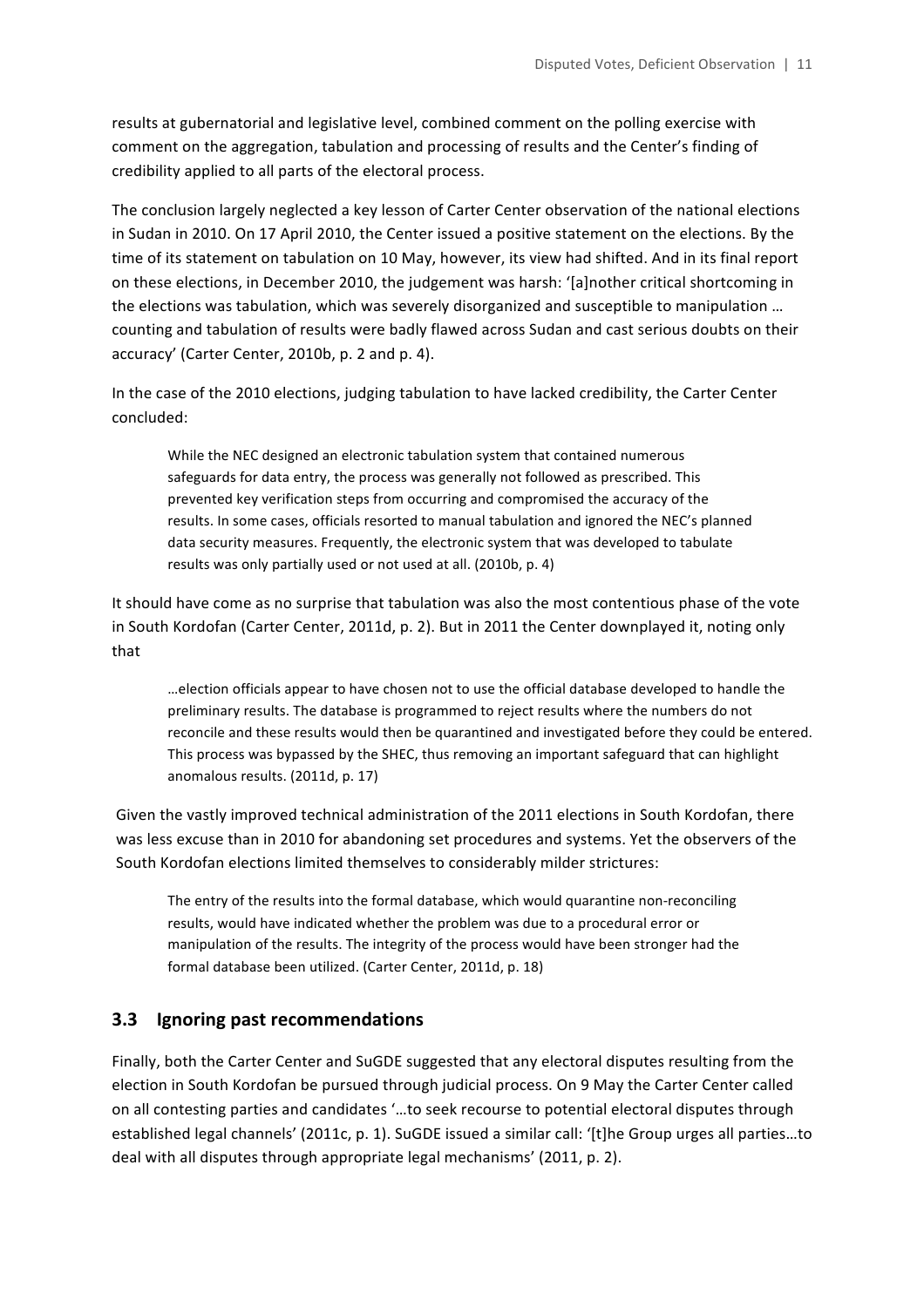results at gubernatorial and legislative level, combined comment on the polling exercise with comment on the aggregation, tabulation and processing of results and the Center's finding of credibility applied to all parts of the electoral process.

The conclusion largely neglected a key lesson of Carter Center observation of the national elections in Sudan in 2010. On 17 April 2010, the Center issued a positive statement on the elections. By the time of its statement on tabulation on 10 May, however, its view had shifted. And in its final report on these elections, in December 2010, the judgement was harsh: '[a]nother critical shortcoming in the elections was tabulation, which was severely disorganized and susceptible to manipulation … counting and tabulation of results were badly flawed across Sudan and cast serious doubts on their accuracy' (Carter Center, 2010b, p. 2 and p. 4).

In the case of the 2010 elections, judging tabulation to have lacked credibility, the Carter Center concluded:

> While the NEC designed an electronic tabulation system that contained numerous safeguards for data entry, the process was generally not followed as prescribed. This prevented key verification steps from occurring and compromised the accuracy of the results. In some cases, officials resorted to manual tabulation and ignored the NEC's planned data security measures. Frequently, the electronic system that was developed to tabulate results was only partially used or not used at all. (2010b, p. 4)

It should have come as no surprise that tabulation was also the most contentious phase of the vote in South Kordofan (Carter Center, 2011d, p. 2). But in 2011 the Center downplayed it, noting only that

> …election officials appear to have chosen not to use the official database developed to handle the preliminary results. The database is programmed to reject results where the numbers do not reconcile and these results would then be quarantined and investigated before they could be entered. This process was bypassed by the SHEC, thus removing an important safeguard that can highlight anomalous results. (2011d, p. 17)

Given the vastly improved technical administration of the 2011 elections in South Kordofan, there was less excuse than in 2010 for abandoning set procedures and systems. Yet the observers of the South Kordofan elections limited themselves to considerably milder strictures:

> The entry of the results into the formal database, which would quarantine non-reconciling results, would have indicated whether the problem was due to a procedural error or manipulation of the results. The integrity of the process would have been stronger had the formal database been utilized. (Carter Center, 2011d, p. 18)

## 3.3 Ignoring past recommendations

Finally, both the Carter Center and SuGDE suggested that any electoral disputes resulting from the election in South Kordofan be pursued through judicial process. On 9 May the Carter Center called on all contesting parties and candidates '…to seek recourse to potential electoral disputes through established legal channels' (2011c, p. 1). SuGDE issued a similar call: '[t]he Group urges all parties…to deal with all disputes through appropriate legal mechanisms' (2011, p. 2).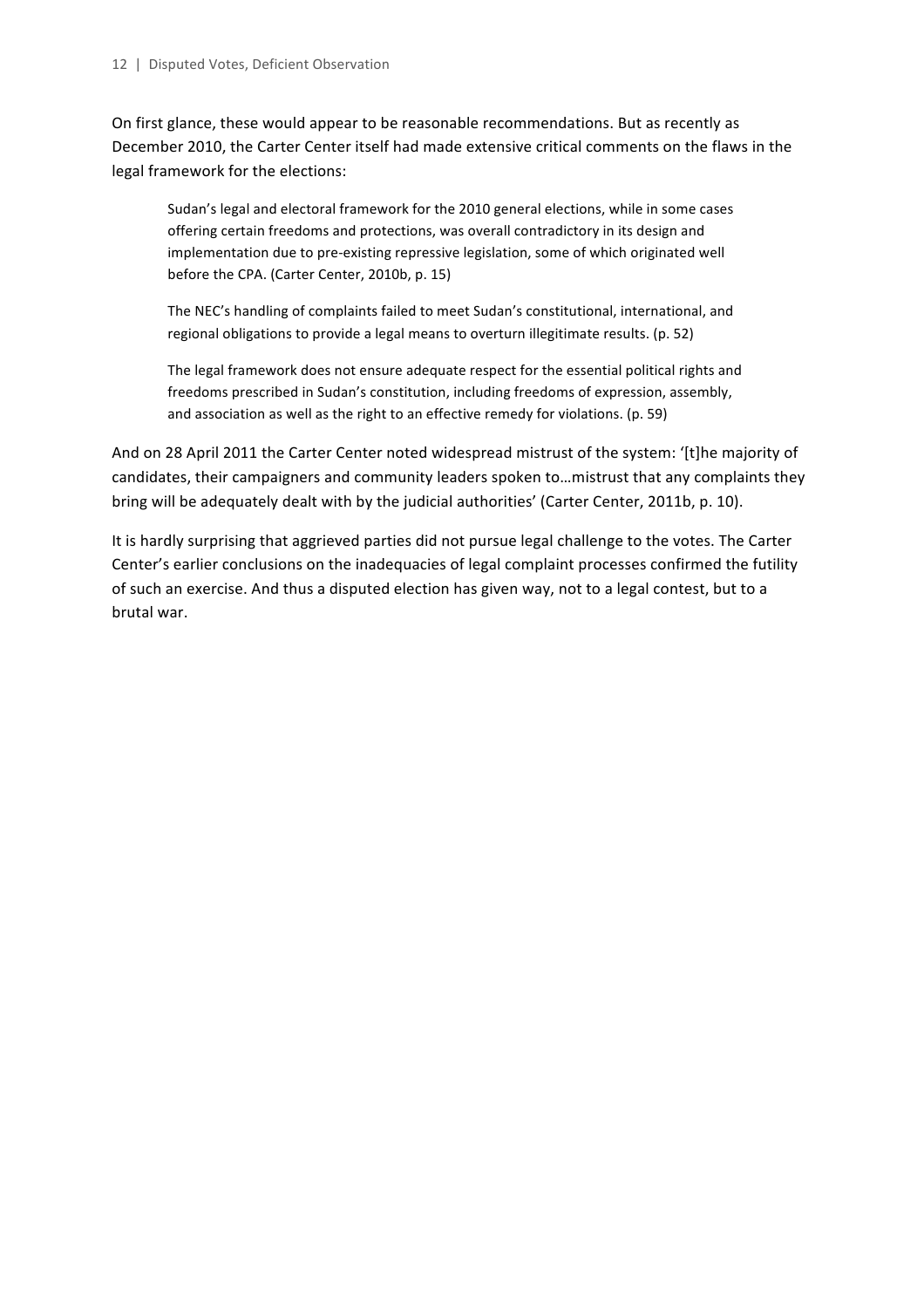On first glance, these would appear to be reasonable recommendations. But as recently as December 2010, the Carter Center itself had made extensive critical comments on the flaws in the legal framework for the elections:

> Sudan's legal and electoral framework for the 2010 general elections, while in some cases offering certain freedoms and protections, was overall contradictory in its design and implementation due to pre-existing repressive legislation, some of which originated well before the CPA. (Carter Center, 2010b, p. 15)
>
> The NEC's handling of complaints failed to meet Sudan's constitutional, international, and regional obligations to provide a legal means to overturn illegitimate results. (p. 52)
>
> The legal framework does not ensure adequate respect for the essential political rights and freedoms prescribed in Sudan's constitution, including freedoms of expression, assembly, and association as well as the right to an effective remedy for violations. (p. 59)

And on 28 April 2011 the Carter Center noted widespread mistrust of the system: '[t]he majority of candidates, their campaigners and community leaders spoken to…mistrust that any complaints they bring will be adequately dealt with by the judicial authorities' (Carter Center, 2011b, p. 10).

It is hardly surprising that aggrieved parties did not pursue legal challenge to the votes. The Carter Center's earlier conclusions on the inadequacies of legal complaint processes confirmed the futility of such an exercise. And thus a disputed election has given way, not to a legal contest, but to a brutal war.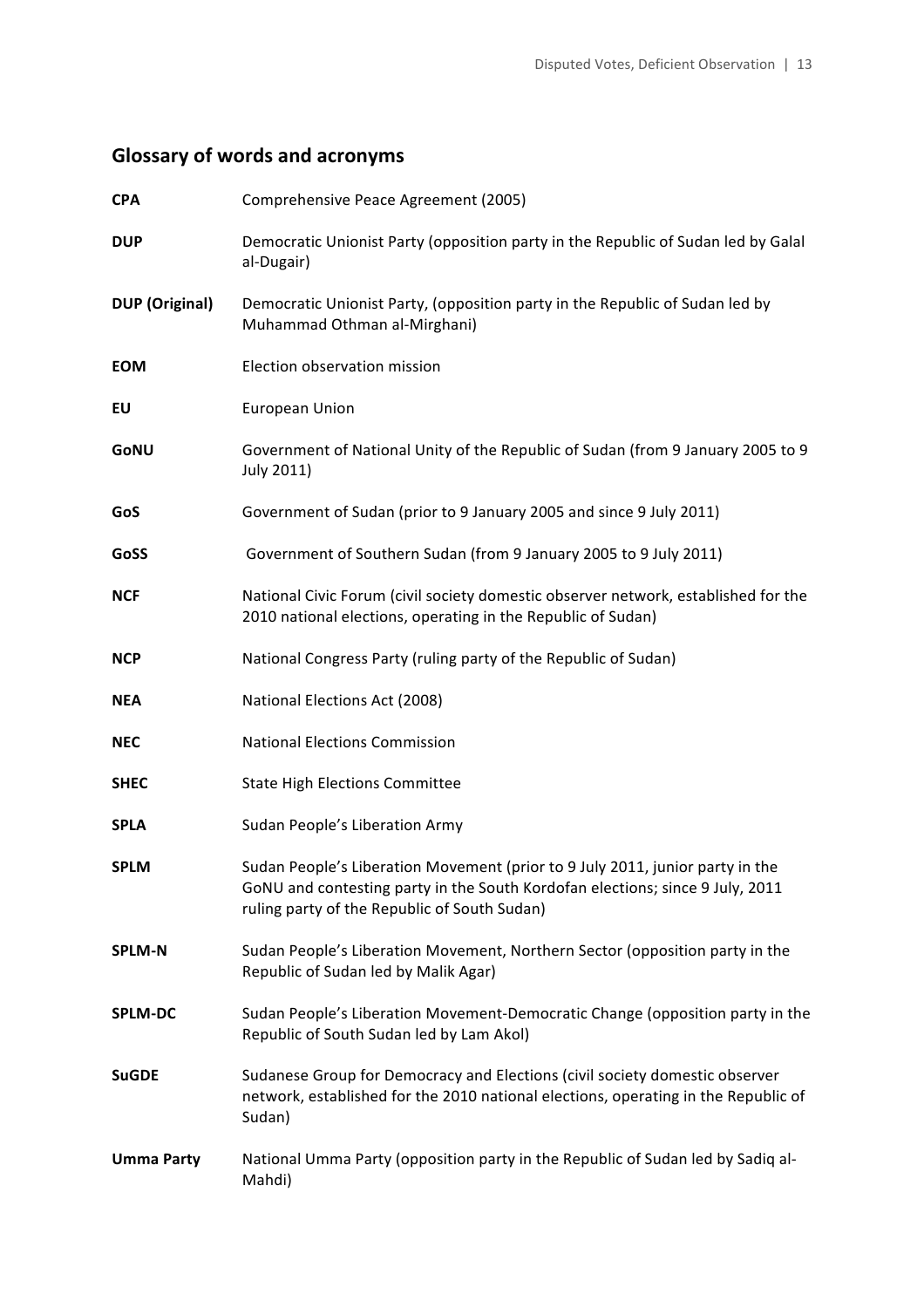## Glossary of words and acronyms

| | |
|---|---|
| **CPA** | Comprehensive Peace Agreement (2005) |
| **DUP** | Democratic Unionist Party (opposition party in the Republic of Sudan led by Galal al-Dugair) |
| **DUP (Original)** | Democratic Unionist Party, (opposition party in the Republic of Sudan led by Muhammad Othman al-Mirghani) |
| **EOM** | Election observation mission |
| **EU** | European Union |
| **GoNU** | Government of National Unity of the Republic of Sudan (from 9 January 2005 to 9 July 2011) |
| **GoS** | Government of Sudan (prior to 9 January 2005 and since 9 July 2011) |
| **GoSS** | Government of Southern Sudan (from 9 January 2005 to 9 July 2011) |
| **NCF** | National Civic Forum (civil society domestic observer network, established for the 2010 national elections, operating in the Republic of Sudan) |
| **NCP** | National Congress Party (ruling party of the Republic of Sudan) |
| **NEA** | National Elections Act (2008) |
| **NEC** | National Elections Commission |
| **SHEC** | State High Elections Committee |
| **SPLA** | Sudan People's Liberation Army |
| **SPLM** | Sudan People's Liberation Movement (prior to 9 July 2011, junior party in the GoNU and contesting party in the South Kordofan elections; since 9 July, 2011 ruling party of the Republic of Sudan) |
| **SPLM-N** | Sudan People's Liberation Movement, Northern Sector (opposition party in the Republic of Sudan led by Malik Agar) |
| **SPLM-DC** | Sudan People's Liberation Movement-Democratic Change (opposition party in the Republic of South Sudan led by Lam Akol) |
| **SuGDE** | Sudanese Group for Democracy and Elections (civil society domestic observer network, established for the 2010 national elections, operating in the Republic of Sudan) |
| **Umma Party** | National Umma Party (opposition party in the Republic of Sudan led by Sadiq al-Mahdi) |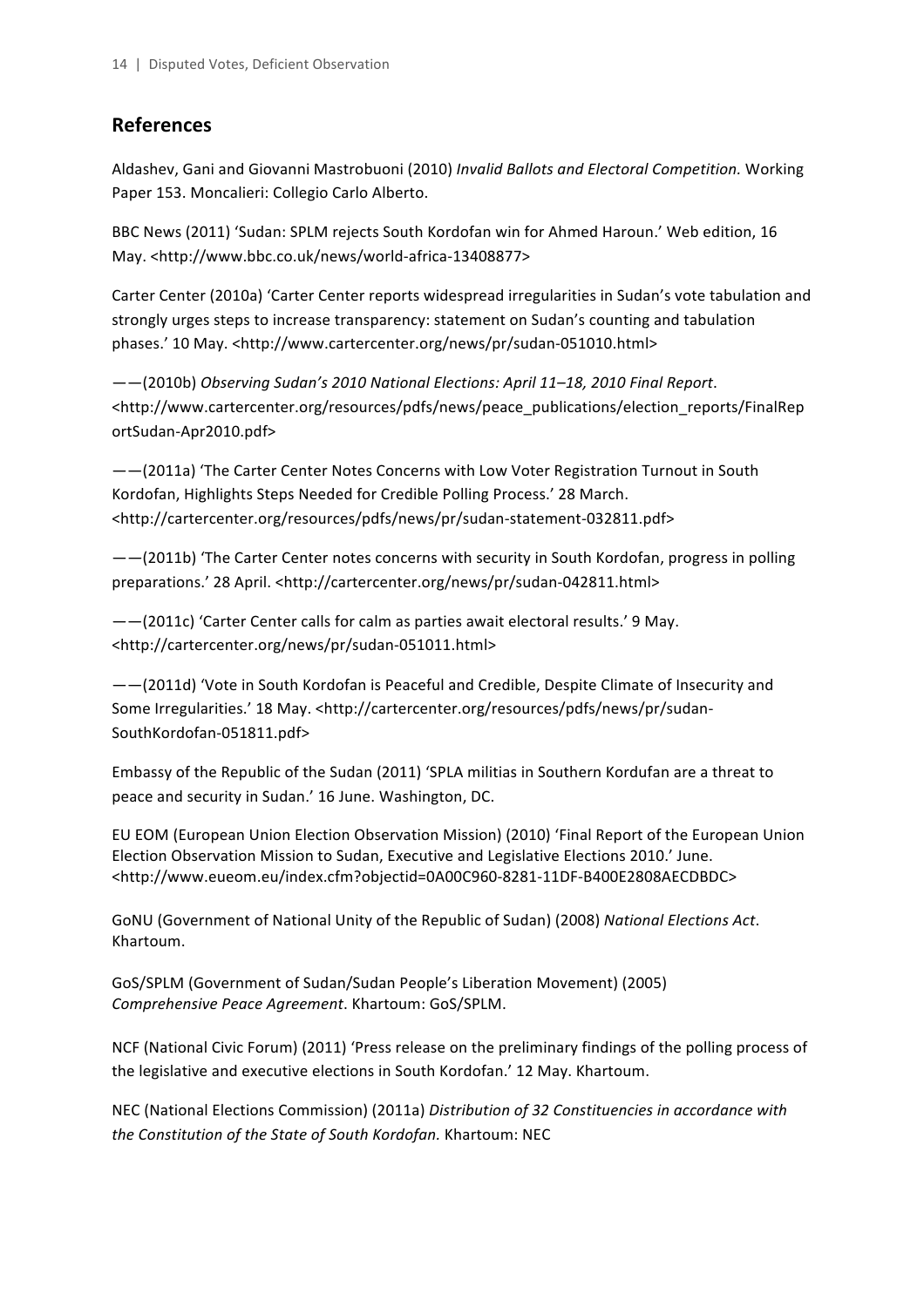## References

Aldashev, Gani and Giovanni Mastrobuoni (2010) *Invalid Ballots and Electoral Competition.* Working Paper 153. Moncalieri: Collegio Carlo Alberto.

BBC News (2011) 'Sudan: SPLM rejects South Kordofan win for Ahmed Haroun.' Web edition, 16 May. <http://www.bbc.co.uk/news/world-africa-13408877>

Carter Center (2010a) 'Carter Center reports widespread irregularities in Sudan's vote tabulation and strongly urges steps to increase transparency: statement on Sudan's counting and tabulation phases.' 10 May. <http://www.cartercenter.org/news/pr/sudan-051010.html>

——(2010b) *Observing Sudan's 2010 National Elections: April 11–18, 2010 Final Report*. <http://www.cartercenter.org/resources/pdfs/news/peace_publications/election_reports/FinalReportSudan-Apr2010.pdf>

——(2011a) 'The Carter Center Notes Concerns with Low Voter Registration Turnout in South Kordofan, Highlights Steps Needed for Credible Polling Process.' 28 March. <http://cartercenter.org/resources/pdfs/news/pr/sudan-statement-032811.pdf>

——(2011b) 'The Carter Center notes concerns with security in South Kordofan, progress in polling preparations.' 28 April. <http://cartercenter.org/news/pr/sudan-042811.html>

——(2011c) 'Carter Center calls for calm as parties await electoral results.' 9 May. <http://cartercenter.org/news/pr/sudan-051011.html>

——(2011d) 'Vote in South Kordofan is Peaceful and Credible, Despite Climate of Insecurity and Some Irregularities.' 18 May. <http://cartercenter.org/resources/pdfs/news/pr/sudan-SouthKordofan-051811.pdf>

Embassy of the Republic of the Sudan (2011) 'SPLA militias in Southern Kordufan are a threat to peace and security in Sudan.' 16 June. Washington, DC.

EU EOM (European Union Election Observation Mission) (2010) 'Final Report of the European Union Election Observation Mission to Sudan, Executive and Legislative Elections 2010.' June. <http://www.eueom.eu/index.cfm?objectid=0A00C960-8281-11DF-B400E2808AECDBDC>

GoNU (Government of National Unity of the Republic of Sudan) (2008) *National Elections Act*. Khartoum.

GoS/SPLM (Government of Sudan/Sudan People's Liberation Movement) (2005) *Comprehensive Peace Agreement*. Khartoum: GoS/SPLM.

NCF (National Civic Forum) (2011) 'Press release on the preliminary findings of the polling process of the legislative and executive elections in South Kordofan.' 12 May. Khartoum.

NEC (National Elections Commission) (2011a) *Distribution of 32 Constituencies in accordance with the Constitution of the State of South Kordofan.* Khartoum: NEC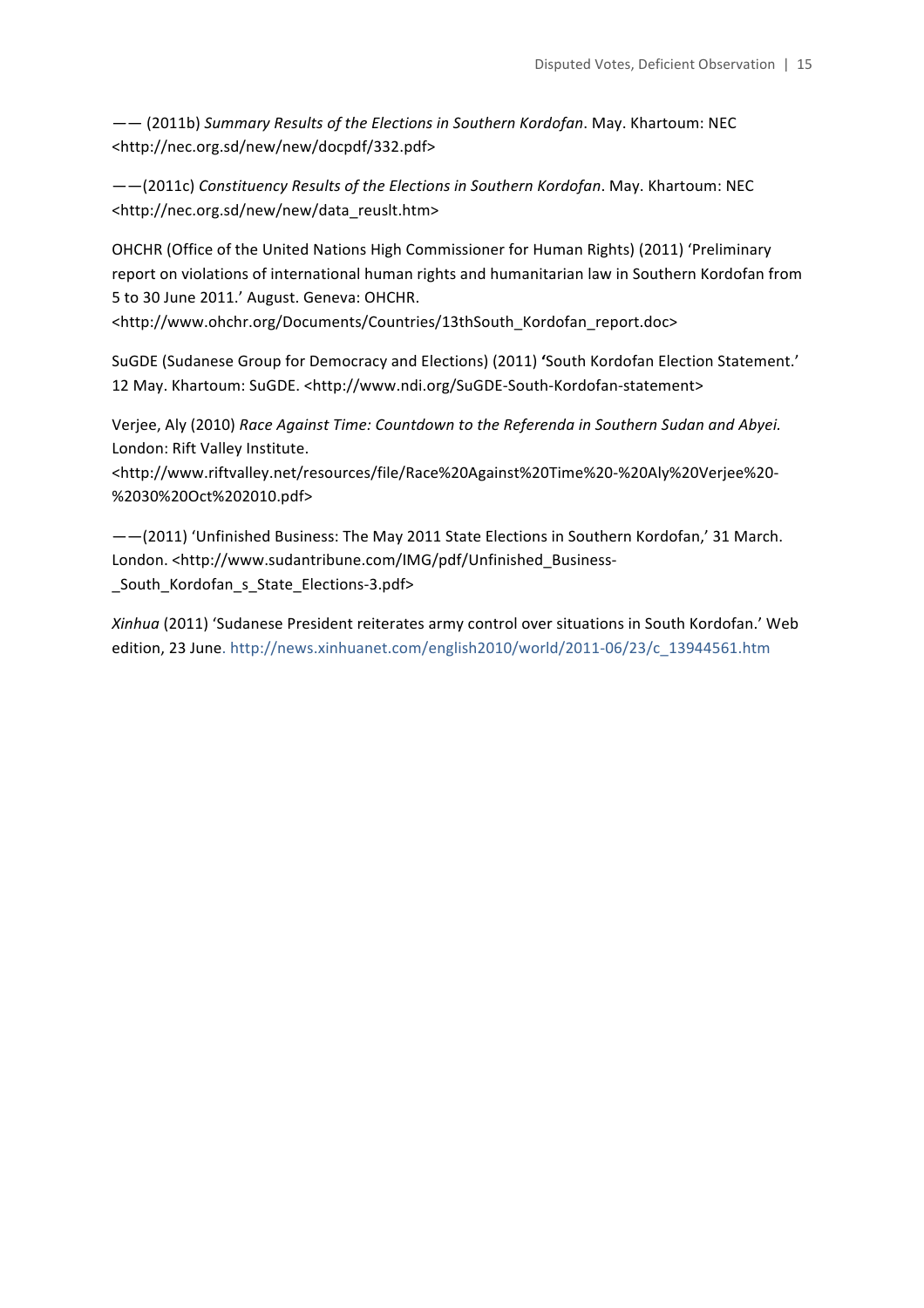—— (2011b) *Summary Results of the Elections in Southern Kordofan*. May. Khartoum: NEC <http://nec.org.sd/new/new/docpdf/332.pdf>

——(2011c) *Constituency Results of the Elections in Southern Kordofan*. May. Khartoum: NEC <http://nec.org.sd/new/new/data_reuslt.htm>

OHCHR (Office of the United Nations High Commissioner for Human Rights) (2011) 'Preliminary report on violations of international human rights and humanitarian law in Southern Kordofan from 5 to 30 June 2011.' August. Geneva: OHCHR. <http://www.ohchr.org/Documents/Countries/13thSouth_Kordofan_report.doc>

SuGDE (Sudanese Group for Democracy and Elections) (2011) **'**South Kordofan Election Statement.' 12 May. Khartoum: SuGDE. <http://www.ndi.org/SuGDE-South-Kordofan-statement>

Verjee, Aly (2010) *Race Against Time: Countdown to the Referenda in Southern Sudan and Abyei.* London: Rift Valley Institute. <http://www.riftvalley.net/resources/file/Race%20Against%20Time%20-%20Aly%20Verjee%20-%2030%20Oct%202010.pdf>

——(2011) 'Unfinished Business: The May 2011 State Elections in Southern Kordofan,' 31 March. London. <http://www.sudantribune.com/IMG/pdf/Unfinished_Business-_South_Kordofan_s_State_Elections-3.pdf>

*Xinhua* (2011) 'Sudanese President reiterates army control over situations in South Kordofan.' Web edition, 23 June. http://news.xinhuanet.com/english2010/world/2011-06/23/c_13944561.htm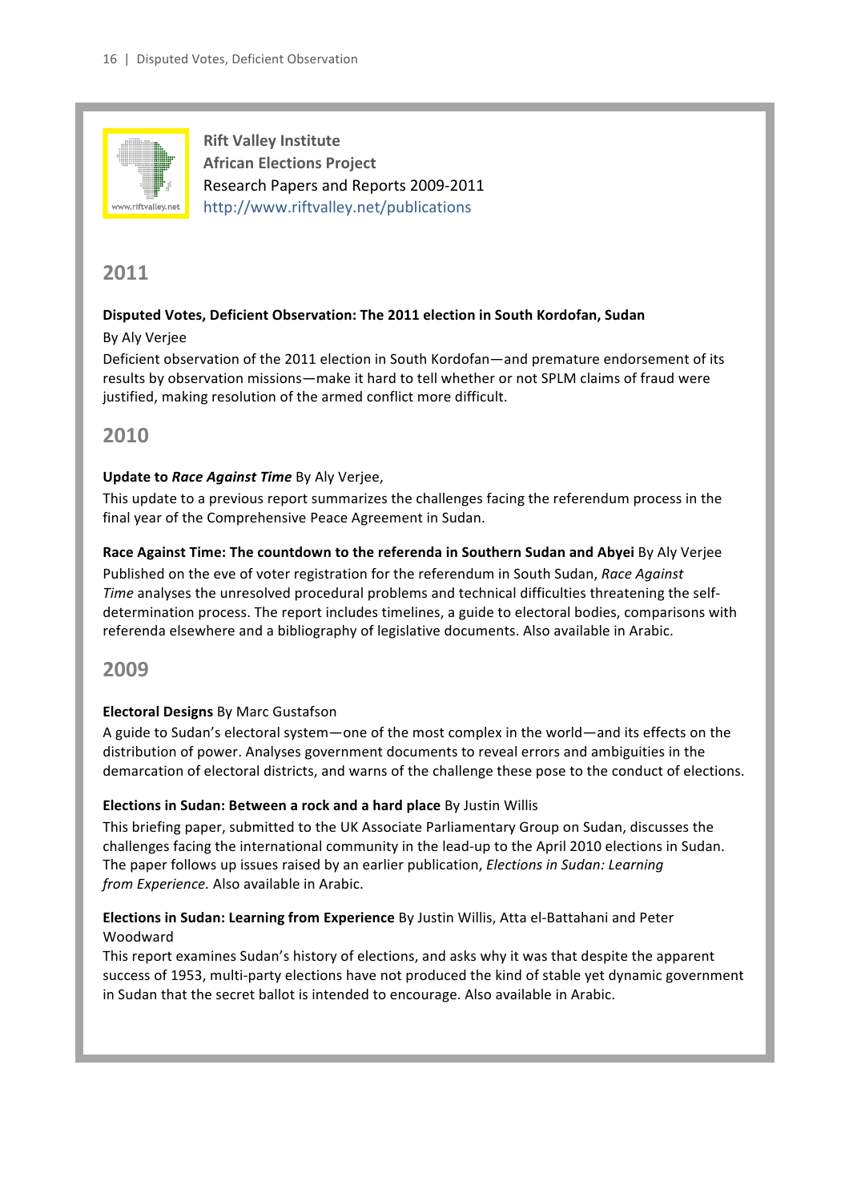**Rift Valley Institute**
**African Elections Project**
Research Papers and Reports 2009-2011
http://www.riftvalley.net/publications

## 2011

**Disputed Votes, Deficient Observation: The 2011 election in South Kordofan, Sudan**
By Aly Verjee
Deficient observation of the 2011 election in South Kordofan—and premature endorsement of its results by observation missions—make it hard to tell whether or not SPLM claims of fraud were justified, making resolution of the armed conflict more difficult.

## 2010

**Update to *Race Against Time*** By Aly Verjee,
This update to a previous report summarizes the challenges facing the referendum process in the final year of the Comprehensive Peace Agreement in Sudan.

**Race Against Time: The countdown to the referenda in Southern Sudan and Abyei** By Aly Verjee
Published on the eve of voter registration for the referendum in South Sudan, *Race Against Time* analyses the unresolved procedural problems and technical difficulties threatening the self-determination process. The report includes timelines, a guide to electoral bodies, comparisons with referenda elsewhere and a bibliography of legislative documents. Also available in Arabic.

## 2009

**Electoral Designs** By Marc Gustafson
A guide to Sudan's electoral system—one of the most complex in the world—and its effects on the distribution of power. Analyses government documents to reveal errors and ambiguities in the demarcation of electoral districts, and warns of the challenge these pose to the conduct of elections.

**Elections in Sudan: Between a rock and a hard place** By Justin Willis
This briefing paper, submitted to the UK Associate Parliamentary Group on Sudan, discusses the challenges facing the international community in the lead-up to the April 2010 elections in Sudan. The paper follows up issues raised by an earlier publication, *Elections in Sudan: Learning from Experience.* Also available in Arabic.

**Elections in Sudan: Learning from Experience** By Justin Willis, Atta el-Battahani and Peter Woodward
This report examines Sudan's history of elections, and asks why it was that despite the apparent success of 1953, multi-party elections have not produced the kind of stable yet dynamic government in Sudan that the secret ballot is intended to encourage. Also available in Arabic.